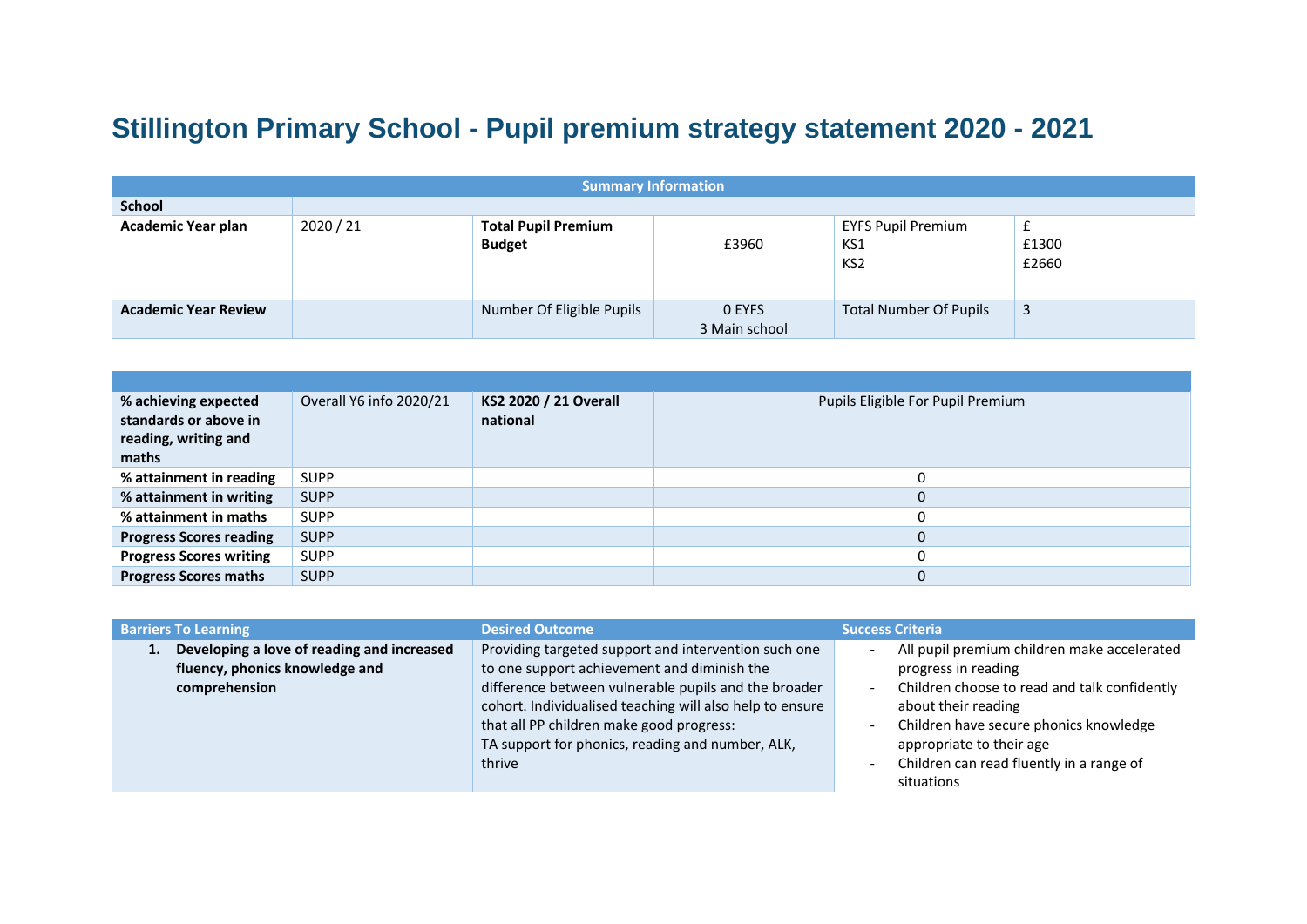# Stillington Primary School - Pupil premium strategy statement 2020 - 2021

| Summary Information | | | | | |
|---|---|---|---|---|---|
| **School** | | | | | |
| **Academic Year plan** | 2020 / 21 | **Total Pupil Premium Budget** | £3960 | EYFS Pupil Premium<br>KS1<br>KS2 | £<br>£1300<br>£2660 |
| **Academic Year Review** | | Number Of Eligible Pupils | 0 EYFS<br>3 Main school | Total Number Of Pupils | 3 |

| **% achieving expected standards or above in reading, writing and maths** | Overall Y6 info 2020/21 | **KS2 2020 / 21 Overall national** | Pupils Eligible For Pupil Premium |
|---|---|---|---|
| **% attainment in reading** | SUPP | | 0 |
| **% attainment in writing** | SUPP | | 0 |
| **% attainment in maths** | SUPP | | 0 |
| **Progress Scores reading** | SUPP | | 0 |
| **Progress Scores writing** | SUPP | | 0 |
| **Progress Scores maths** | SUPP | | 0 |

| Barriers To Learning | Desired Outcome | Success Criteria |
|---|---|---|
| **1. Developing a love of reading and increased fluency, phonics knowledge and comprehension** | Providing targeted support and intervention such one to one support achievement and diminish the difference between vulnerable pupils and the broader cohort. Individualised teaching will also help to ensure that all PP children make good progress:<br>TA support for phonics, reading and number, ALK, thrive | - All pupil premium children make accelerated progress in reading<br>- Children choose to read and talk confidently about their reading<br>- Children have secure phonics knowledge appropriate to their age<br>- Children can read fluently in a range of situations |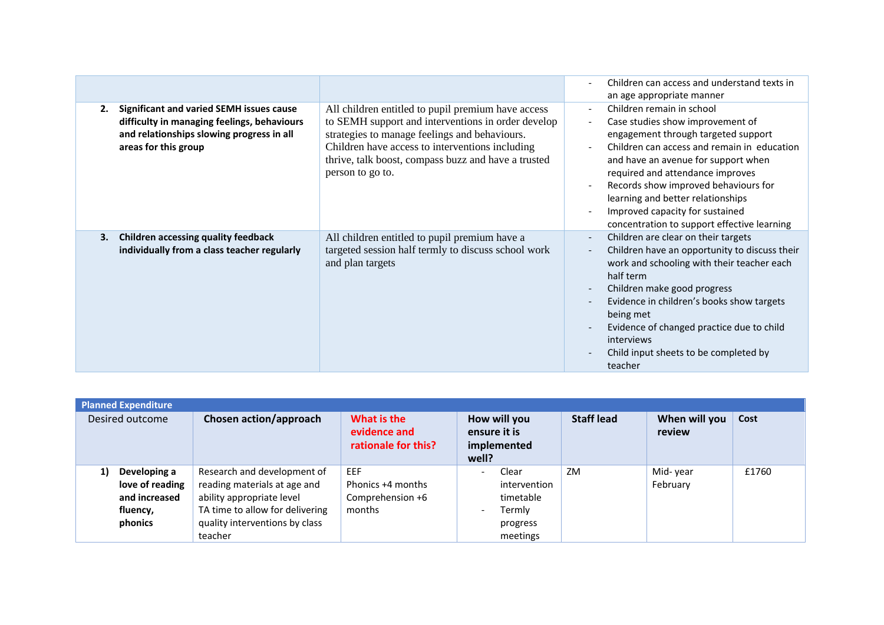| | | |
|---|---|---|
| | | - Children can access and understand texts in an age appropriate manner |
| **2. Significant and varied SEMH issues cause difficulty in managing feelings, behaviours and relationships slowing progress in all areas for this group** | All children entitled to pupil premium have access to SEMH support and interventions in order develop strategies to manage feelings and behaviours. Children have access to interventions including thrive, talk boost, compass buzz and have a trusted person to go to. | - Children remain in school<br>- Case studies show improvement of engagement through targeted support<br>- Children can access and remain in education and have an avenue for support when required and attendance improves<br>- Records show improved behaviours for learning and better relationships<br>- Improved capacity for sustained concentration to support effective learning |
| **3. Children accessing quality feedback individually from a class teacher regularly** | All children entitled to pupil premium have a targeted session half termly to discuss school work and plan targets | - Children are clear on their targets<br>- Children have an opportunity to discuss their work and schooling with their teacher each half term<br>- Children make good progress<br>- Evidence in children's books show targets being met<br>- Evidence of changed practice due to child interviews<br>- Child input sheets to be completed by teacher |

| **Planned Expenditure** | | | | | | |
|---|---|---|---|---|---|---|
| Desired outcome | **Chosen action/approach** | **What is the evidence and rationale for this?** | **How will you ensure it is implemented well?** | **Staff lead** | **When will you review** | **Cost** |
| **1) Developing a love of reading and increased fluency, phonics** | Research and development of reading materials at age and ability appropriate level<br>TA time to allow for delivering quality interventions by class teacher | EEF<br>Phonics +4 months<br>Comprehension +6 months | - Clear intervention timetable<br>- Termly progress meetings | ZM | Mid- year February | £1760 |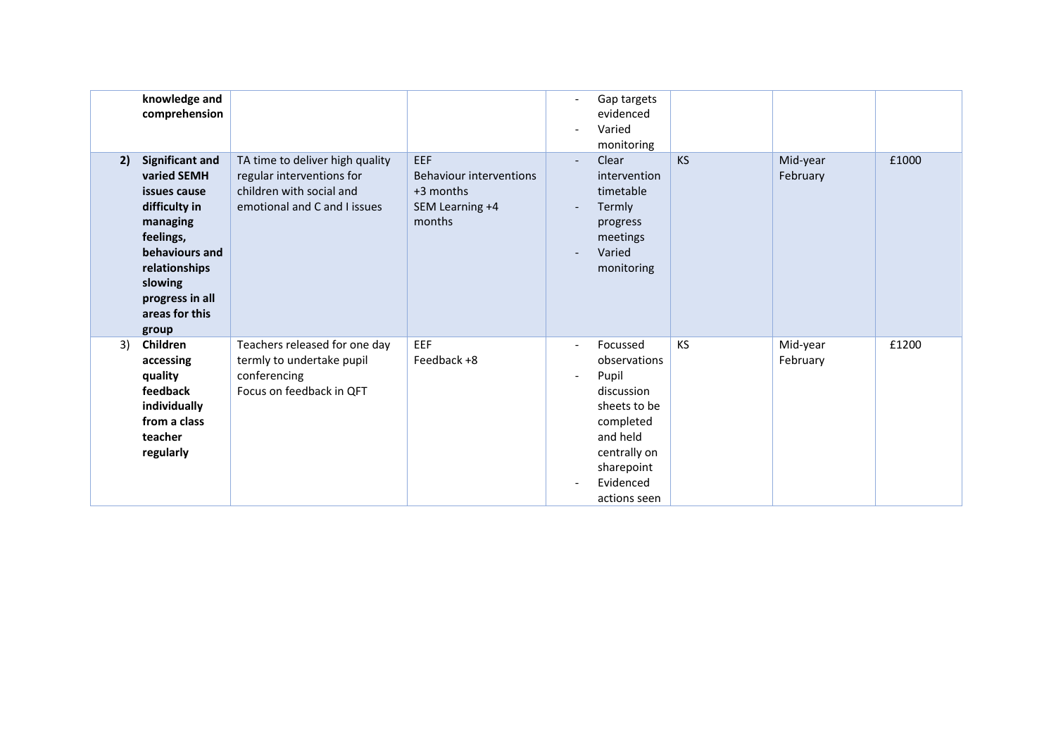| | | | | | | |
|---|---|---|---|---|---|---|
| **knowledge and comprehension** | | | - Gap targets evidenced<br>- Varied monitoring | | | |
| 2) **Significant and varied SEMH issues cause difficulty in managing feelings, behaviours and relationships slowing progress in all areas for this group** | TA time to deliver high quality regular interventions for children with social and emotional and C and I issues | EEF<br>Behaviour interventions +3 months<br>SEM Learning +4 months | - Clear intervention timetable<br>- Termly progress meetings<br>- Varied monitoring | KS | Mid-year February | £1000 |
| 3) **Children accessing quality feedback individually from a class teacher regularly** | Teachers released for one day termly to undertake pupil conferencing<br>Focus on feedback in QFT | EEF<br>Feedback +8 | - Focussed observations<br>- Pupil discussion sheets to be completed and held centrally on sharepoint<br>- Evidenced actions seen | KS | Mid-year February | £1200 |